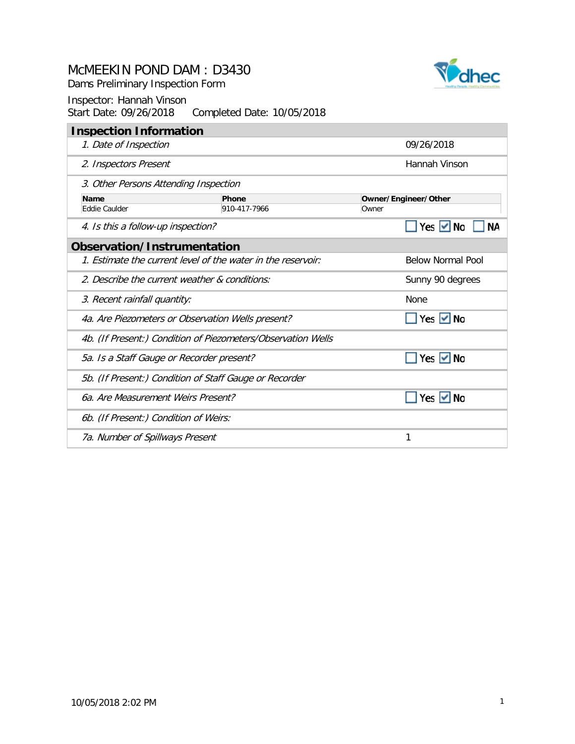# McMEEKIN POND DAM : D3430

Dams Preliminary Inspection Form

Inspector: Hannah Vinson

Start Date: 09/26/2018 Completed Date: 10/05/2018

## Inspection Information

| | |
|---|---|
| *1. Date of Inspection* | 09/26/2018 |
| *2. Inspectors Present* | Hannah Vinson |

*3. Other Persons Attending Inspection*

| Name | Phone | Owner/Engineer/Other |
|---|---|---|
| Eddie Caulder | 910-417-7966 | Owner |

| | |
|---|---|
| *4. Is this a follow-up inspection?* | ☐ Yes ☑ No ☐ NA |

## Observation/Instrumentation

| | |
|---|---|
| *1. Estimate the current level of the water in the reservoir:* | Below Normal Pool |
| *2. Describe the current weather & conditions:* | Sunny 90 degrees |
| *3. Recent rainfall quantity:* | None |
| *4a. Are Piezometers or Observation Wells present?* | ☐ Yes ☑ No |
| *4b. (If Present:) Condition of Piezometers/Observation Wells* | |
| *5a. Is a Staff Gauge or Recorder present?* | ☐ Yes ☑ No |
| *5b. (If Present:) Condition of Staff Gauge or Recorder* | |
| *6a. Are Measurement Weirs Present?* | ☐ Yes ☑ No |
| *6b. (If Present:) Condition of Weirs:* | |
| *7a. Number of Spillways Present* | 1 |

10/05/2018 2:02 PM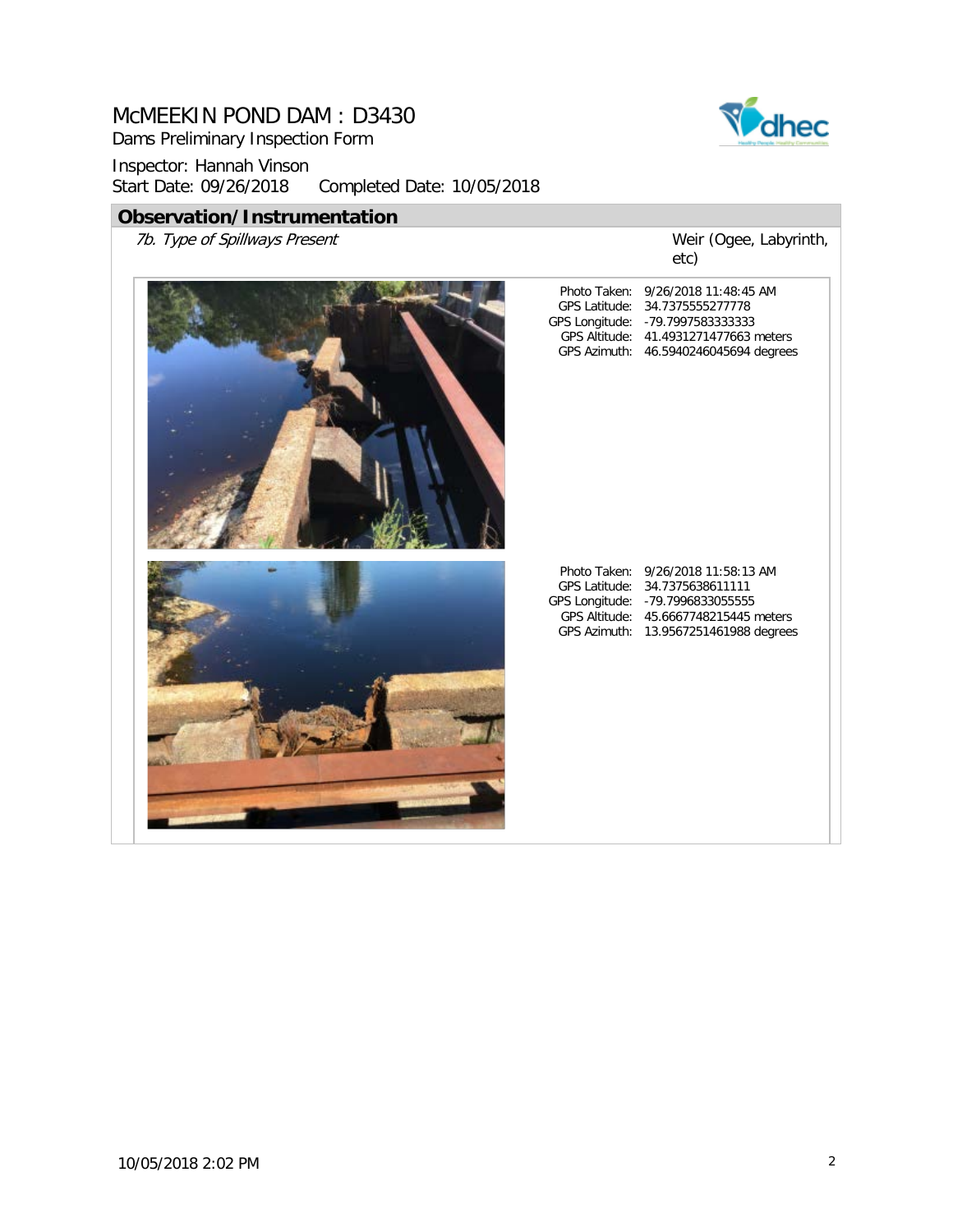# McMEEKIN POND DAM : D3430

Dams Preliminary Inspection Form

Inspector: Hannah Vinson

Start Date: 09/26/2018 Completed Date: 10/05/2018

## Observation/Instrumentation

*7b. Type of Spillways Present* — Weir (Ogee, Labyrinth, etc)

| | |
|---|---|
| Photo Taken: | 9/26/2018 11:48:45 AM |
| GPS Latitude: | 34.7375555277778 |
| GPS Longitude: | -79.7997583333333 |
| GPS Altitude: | 41.4931271477663 meters |
| GPS Azimuth: | 46.5940246045694 degrees |

| | |
|---|---|
| Photo Taken: | 9/26/2018 11:58:13 AM |
| GPS Latitude: | 34.7375638611111 |
| GPS Longitude: | -79.7996833055555 |
| GPS Altitude: | 45.6667748215445 meters |
| GPS Azimuth: | 13.9567251461988 degrees |

10/05/2018 2:02 PM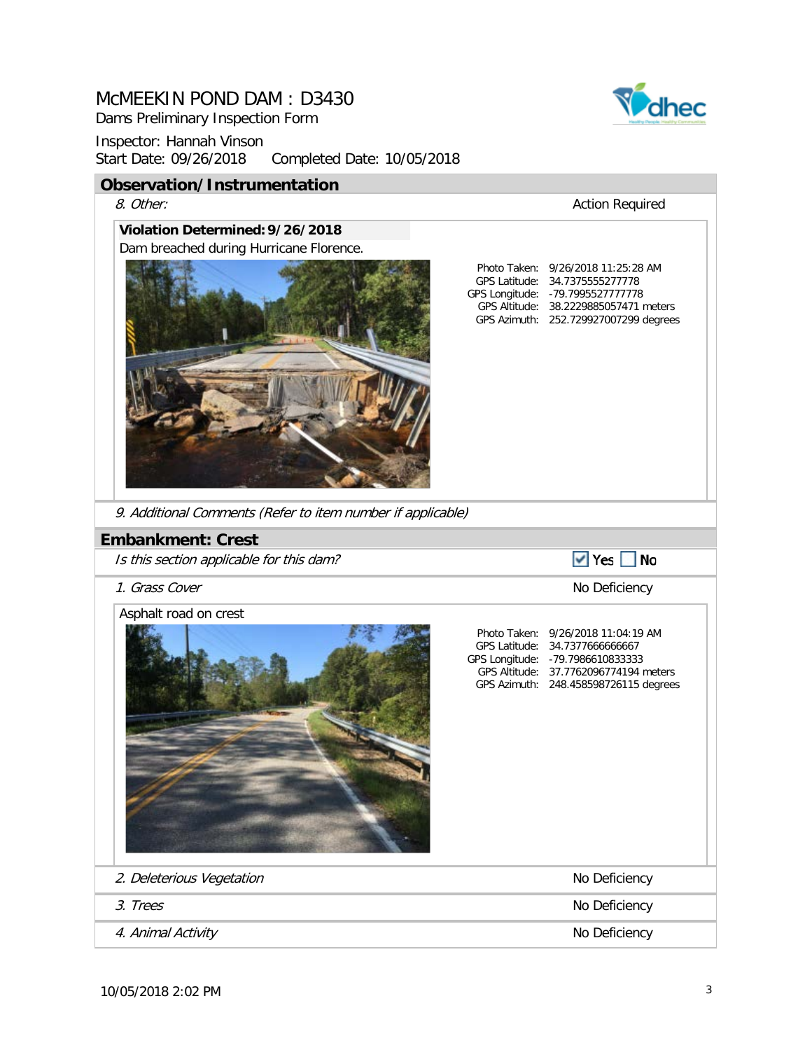# McMEEKIN POND DAM : D3430

Dams Preliminary Inspection Form

Inspector: Hannah Vinson

Start Date: 09/26/2018 Completed Date: 10/05/2018

## Observation/Instrumentation

*8. Other:* Action Required

**Violation Determined: 9/26/2018**

Dam breached during Hurricane Florence.

Photo Taken: 9/26/2018 11:25:28 AM
GPS Latitude: 34.7375555277778
GPS Longitude: -79.7995527777778
GPS Altitude: 38.2229885057471 meters
GPS Azimuth: 252.729927007299 degrees

*9. Additional Comments (Refer to item number if applicable)*

## Embankment: Crest

*Is this section applicable for this dam?* ☑ Yes ☐ No

*1. Grass Cover* No Deficiency

Asphalt road on crest

Photo Taken: 9/26/2018 11:04:19 AM
GPS Latitude: 34.7377666666667
GPS Longitude: -79.7986610833333
GPS Altitude: 37.7762096774194 meters
GPS Azimuth: 248.458598726115 degrees

*2. Deleterious Vegetation* No Deficiency

*3. Trees* No Deficiency

*4. Animal Activity* No Deficiency

10/05/2018 2:02 PM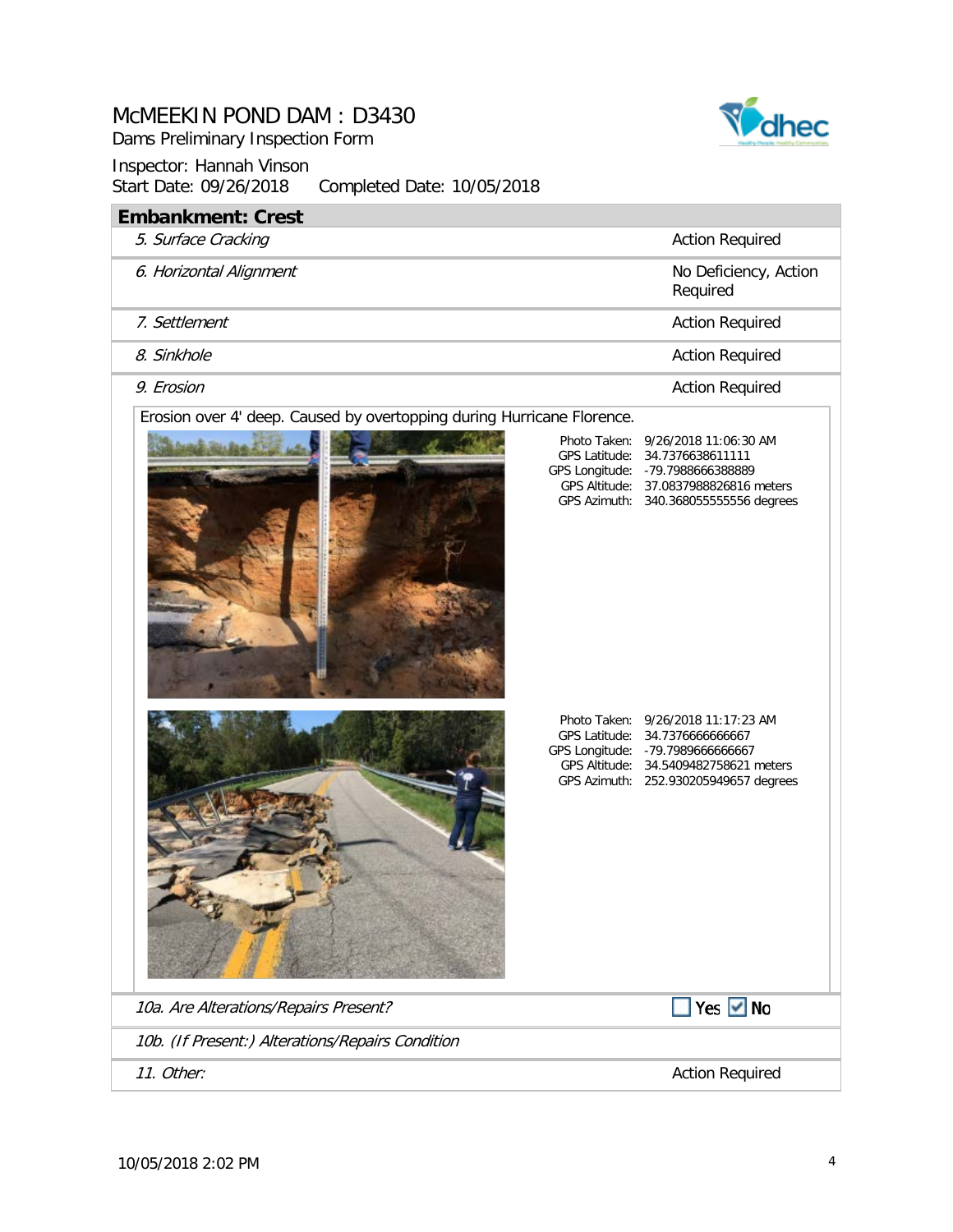# McMEEKIN POND DAM : D3430

Dams Preliminary Inspection Form

Inspector: Hannah Vinson

Start Date: 09/26/2018 Completed Date: 10/05/2018

## Embankment: Crest

| Item | Status |
|---|---|
| *5. Surface Cracking* | Action Required |
| *6. Horizontal Alignment* | No Deficiency, Action Required |
| *7. Settlement* | Action Required |
| *8. Sinkhole* | Action Required |
| *9. Erosion* | Action Required |

Erosion over 4' deep. Caused by overtopping during Hurricane Florence.

Photo Taken: 9/26/2018 11:06:30 AM
GPS Latitude: 34.7376638611111
GPS Longitude: -79.7988666388889
GPS Altitude: 37.0837988826816 meters
GPS Azimuth: 340.368055555556 degrees

Photo Taken: 9/26/2018 11:17:23 AM
GPS Latitude: 34.7376666666667
GPS Longitude: -79.7989666666667
GPS Altitude: 34.5409482758621 meters
GPS Azimuth: 252.930205949657 degrees

| Item | Status |
|---|---|
| *10a. Are Alterations/Repairs Present?* | ☐ Yes ☑ No |
| *10b. (If Present:) Alterations/Repairs Condition* | |
| *11. Other:* | Action Required |

10/05/2018 2:02 PM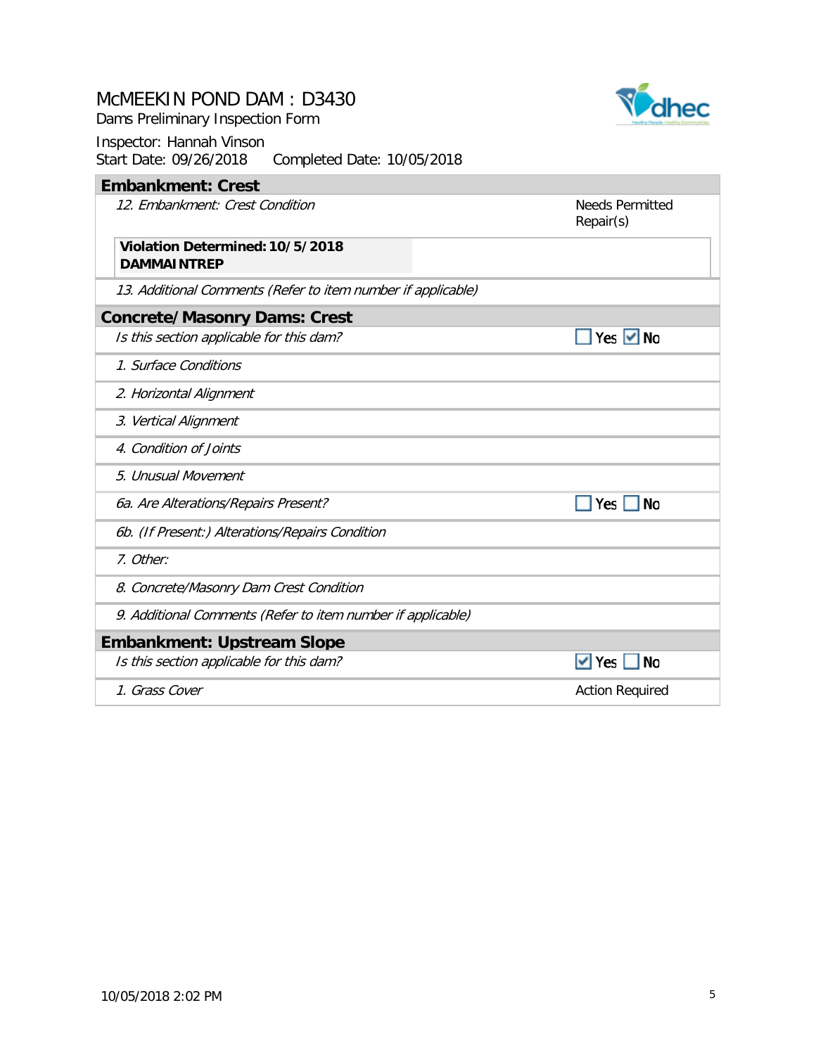# McMEEKIN POND DAM : D3430

Dams Preliminary Inspection Form

Inspector: Hannah Vinson
Start Date: 09/26/2018    Completed Date: 10/05/2018

## Embankment: Crest

| | |
|---|---|
| *12. Embankment: Crest Condition* | Needs Permitted Repair(s) |
| **Violation Determined: 10/5/2018** **DAMMAINTREP** | |
| *13. Additional Comments (Refer to item number if applicable)* | |

## Concrete/Masonry Dams: Crest

| | |
|---|---|
| *Is this section applicable for this dam?* | ☐ Yes ☑ No |
| *1. Surface Conditions* | |
| *2. Horizontal Alignment* | |
| *3. Vertical Alignment* | |
| *4. Condition of Joints* | |
| *5. Unusual Movement* | |
| *6a. Are Alterations/Repairs Present?* | ☐ Yes ☐ No |
| *6b. (If Present:) Alterations/Repairs Condition* | |
| *7. Other:* | |
| *8. Concrete/Masonry Dam Crest Condition* | |
| *9. Additional Comments (Refer to item number if applicable)* | |

## Embankment: Upstream Slope

| | |
|---|---|
| *Is this section applicable for this dam?* | ☑ Yes ☐ No |
| *1. Grass Cover* | Action Required |

10/05/2018 2:02 PM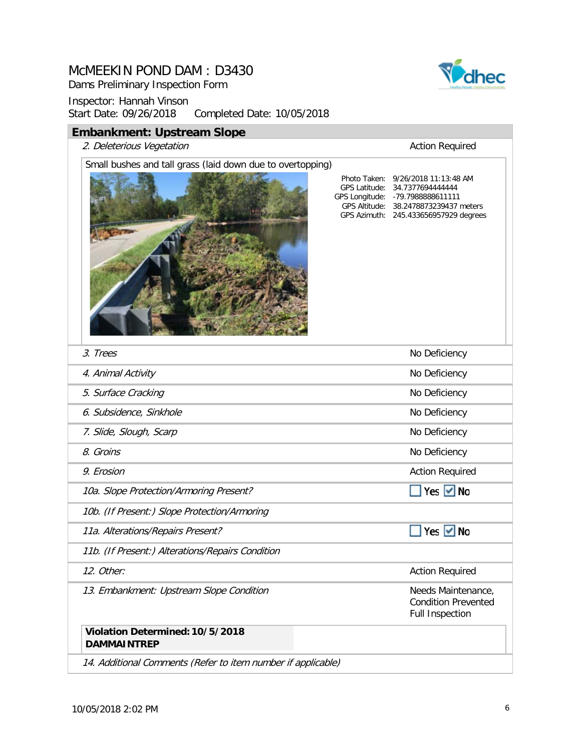# McMEEKIN POND DAM : D3430

Dams Preliminary Inspection Form

Inspector: Hannah Vinson

Start Date: 09/26/2018 Completed Date: 10/05/2018

## Embankment: Upstream Slope

| Item | Status |
|---|---|
| *2. Deleterious Vegetation* | Action Required |

Small bushes and tall grass (laid down due to overtopping)

Photo Taken: 9/26/2018 11:13:48 AM
GPS Latitude: 34.7377694444444
GPS Longitude: -79.7988888611111
GPS Altitude: 38.2478873239437 meters
GPS Azimuth: 245.433656957929 degrees

| Item | Status |
|---|---|
| *3. Trees* | No Deficiency |
| *4. Animal Activity* | No Deficiency |
| *5. Surface Cracking* | No Deficiency |
| *6. Subsidence, Sinkhole* | No Deficiency |
| *7. Slide, Slough, Scarp* | No Deficiency |
| *8. Groins* | No Deficiency |
| *9. Erosion* | Action Required |
| *10a. Slope Protection/Armoring Present?* | ☐ Yes ☑ No |
| *10b. (If Present:) Slope Protection/Armoring* | |
| *11a. Alterations/Repairs Present?* | ☐ Yes ☑ No |
| *11b. (If Present:) Alterations/Repairs Condition* | |
| *12. Other:* | Action Required |
| *13. Embankment: Upstream Slope Condition* | Needs Maintenance, Condition Prevented Full Inspection |

**Violation Determined: 10/5/2018**
**DAMMAINTREP**

*14. Additional Comments (Refer to item number if applicable)*

10/05/2018 2:02 PM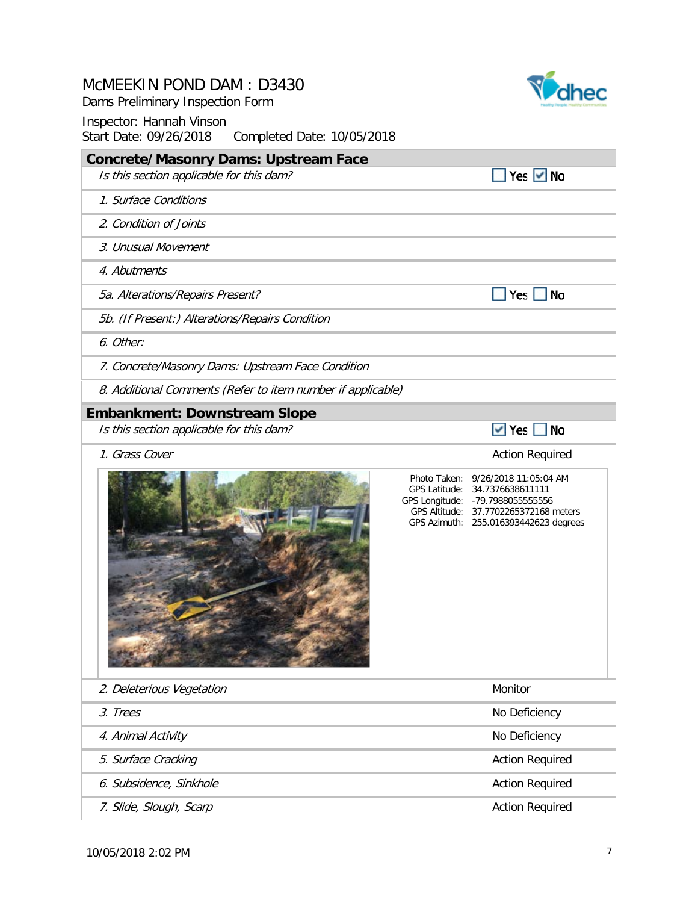# McMEEKIN POND DAM : D3430

Dams Preliminary Inspection Form

Inspector: Hannah Vinson

Start Date: 09/26/2018 Completed Date: 10/05/2018

## Concrete/Masonry Dams: Upstream Face

| *Is this section applicable for this dam?* | ☐ Yes ☑ No |
|---|---|
| *1. Surface Conditions* | |
| *2. Condition of Joints* | |
| *3. Unusual Movement* | |
| *4. Abutments* | |
| *5a. Alterations/Repairs Present?* | ☐ Yes ☐ No |
| *5b. (If Present:) Alterations/Repairs Condition* | |
| *6. Other:* | |
| *7. Concrete/Masonry Dams: Upstream Face Condition* | |
| *8. Additional Comments (Refer to item number if applicable)* | |

## Embankment: Downstream Slope

| *Is this section applicable for this dam?* | ☑ Yes ☐ No |
|---|---|
| *1. Grass Cover* | Action Required |

Photo Taken: 9/26/2018 11:05:04 AM
GPS Latitude: 34.7376638611111
GPS Longitude: -79.7988055555556
GPS Altitude: 37.7702265372168 meters
GPS Azimuth: 255.016393442623 degrees

| | |
|---|---|
| *2. Deleterious Vegetation* | Monitor |
| *3. Trees* | No Deficiency |
| *4. Animal Activity* | No Deficiency |
| *5. Surface Cracking* | Action Required |
| *6. Subsidence, Sinkhole* | Action Required |
| *7. Slide, Slough, Scarp* | Action Required |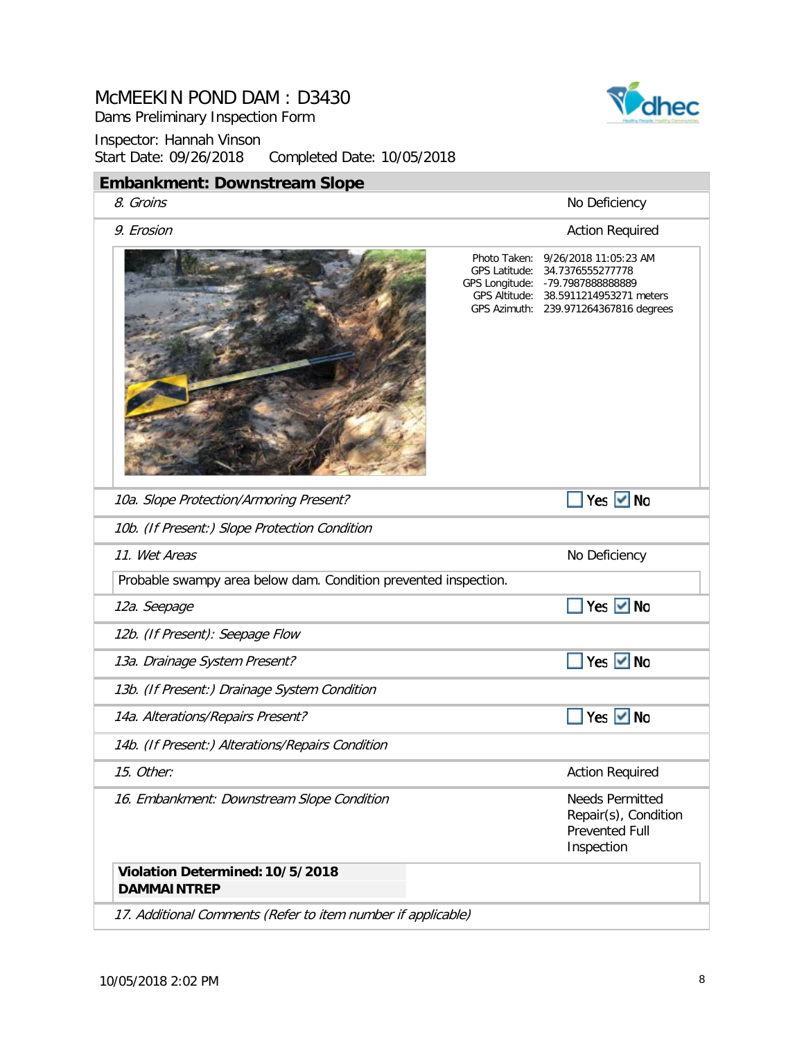# McMEEKIN POND DAM : D3430

Dams Preliminary Inspection Form

Inspector: Hannah Vinson

Start Date: 09/26/2018 Completed Date: 10/05/2018

## Embankment: Downstream Slope

| Item | Status |
| --- | --- |
| *8. Groins* | No Deficiency |
| *9. Erosion* | Action Required |

Photo Taken: 9/26/2018 11:05:23 AM
GPS Latitude: 34.7376555277778
GPS Longitude: -79.7987888888889
GPS Altitude: 38.5911214953271 meters
GPS Azimuth: 239.971264367816 degrees

| Item | Status |
| --- | --- |
| *10a. Slope Protection/Armoring Present?* | ☐ Yes ☑ No |
| *10b. (If Present:) Slope Protection Condition* | |
| *11. Wet Areas* | No Deficiency |
| Probable swampy area below dam. Condition prevented inspection. | |
| *12a. Seepage* | ☐ Yes ☑ No |
| *12b. (If Present): Seepage Flow* | |
| *13a. Drainage System Present?* | ☐ Yes ☑ No |
| *13b. (If Present:) Drainage System Condition* | |
| *14a. Alterations/Repairs Present?* | ☐ Yes ☑ No |
| *14b. (If Present:) Alterations/Repairs Condition* | |
| *15. Other:* | Action Required |
| *16. Embankment: Downstream Slope Condition* | Needs Permitted Repair(s), Condition Prevented Full Inspection |

**Violation Determined: 10/5/2018**
**DAMMAINTREP**

*17. Additional Comments (Refer to item number if applicable)*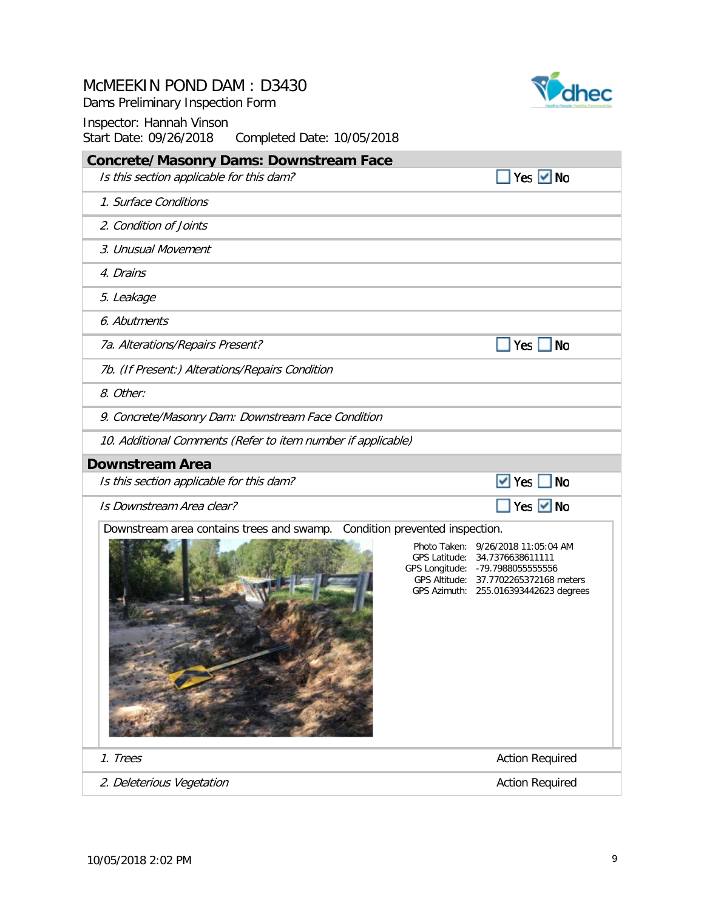# McMEEKIN POND DAM : D3430

Dams Preliminary Inspection Form

Inspector: Hannah Vinson

Start Date: 09/26/2018 Completed Date: 10/05/2018

## Concrete/Masonry Dams: Downstream Face

| | |
|---|---|
| *Is this section applicable for this dam?* | ☐ Yes ☑ No |
| *1. Surface Conditions* | |
| *2. Condition of Joints* | |
| *3. Unusual Movement* | |
| *4. Drains* | |
| *5. Leakage* | |
| *6. Abutments* | |
| *7a. Alterations/Repairs Present?* | ☐ Yes ☐ No |
| *7b. (If Present:) Alterations/Repairs Condition* | |
| *8. Other:* | |
| *9. Concrete/Masonry Dam: Downstream Face Condition* | |
| *10. Additional Comments (Refer to item number if applicable)* | |

## Downstream Area

| | |
|---|---|
| *Is this section applicable for this dam?* | ☑ Yes ☐ No |
| *Is Downstream Area clear?* | ☐ Yes ☑ No |

Downstream area contains trees and swamp. Condition prevented inspection.

Photo Taken: 9/26/2018 11:05:04 AM
GPS Latitude: 34.7376638611111
GPS Longitude: -79.7988055555556
GPS Altitude: 37.7702265372168 meters
GPS Azimuth: 255.016393442623 degrees

| | |
|---|---|
| *1. Trees* | Action Required |
| *2. Deleterious Vegetation* | Action Required |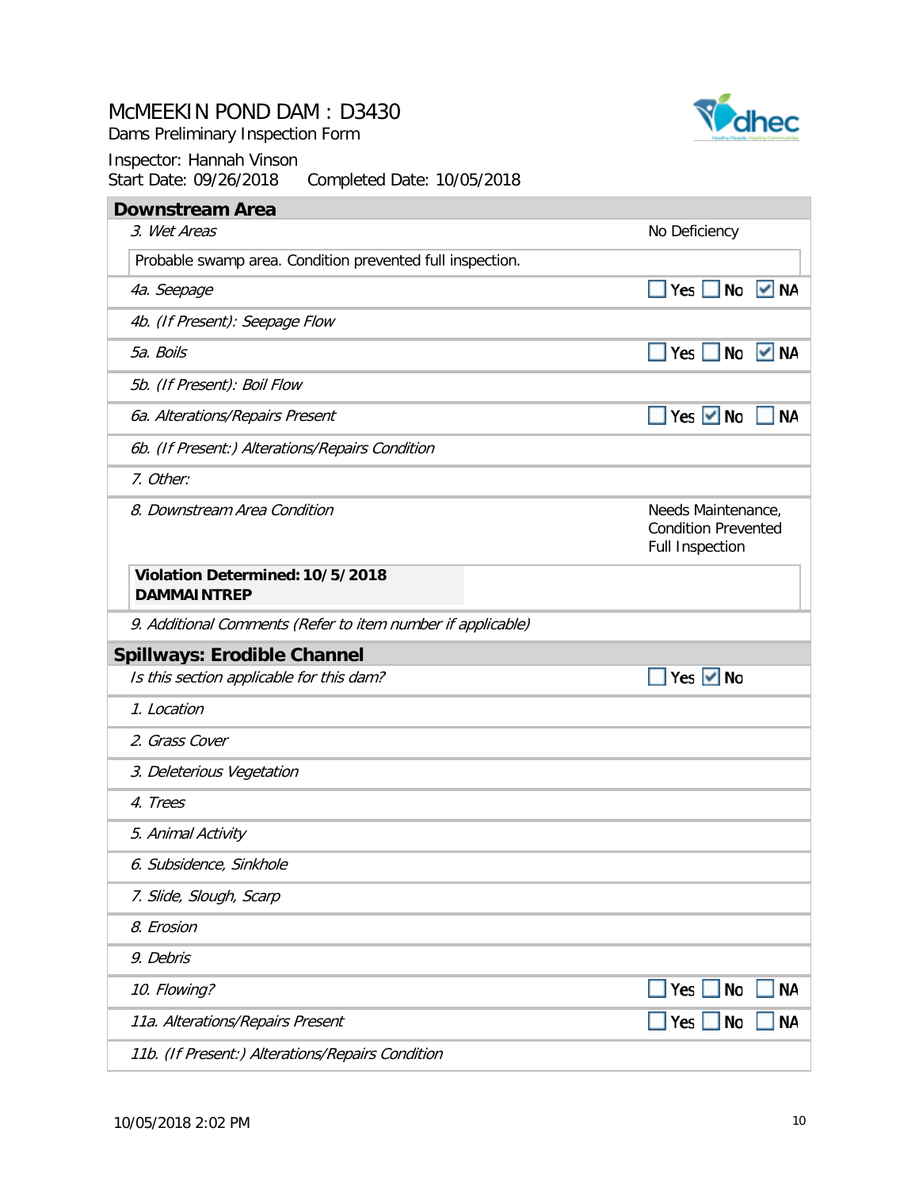# McMEEKIN POND DAM : D3430

Dams Preliminary Inspection Form

Inspector: Hannah Vinson

Start Date: 09/26/2018 Completed Date: 10/05/2018

## Downstream Area

| Item | Response |
|---|---|
| *3. Wet Areas* | No Deficiency |
| Probable swamp area. Condition prevented full inspection. | |
| *4a. Seepage* | ☐ Yes ☐ No ☑ NA |
| *4b. (If Present): Seepage Flow* | |
| *5a. Boils* | ☐ Yes ☐ No ☑ NA |
| *5b. (If Present): Boil Flow* | |
| *6a. Alterations/Repairs Present* | ☐ Yes ☑ No ☐ NA |
| *6b. (If Present:) Alterations/Repairs Condition* | |
| *7. Other:* | |
| *8. Downstream Area Condition* | Needs Maintenance, Condition Prevented Full Inspection |
| **Violation Determined: 10/5/2018 DAMMAINTREP** | |
| *9. Additional Comments (Refer to item number if applicable)* | |

## Spillways: Erodible Channel

| Item | Response |
|---|---|
| *Is this section applicable for this dam?* | ☐ Yes ☑ No |
| *1. Location* | |
| *2. Grass Cover* | |
| *3. Deleterious Vegetation* | |
| *4. Trees* | |
| *5. Animal Activity* | |
| *6. Subsidence, Sinkhole* | |
| *7. Slide, Slough, Scarp* | |
| *8. Erosion* | |
| *9. Debris* | |
| *10. Flowing?* | ☐ Yes ☐ No ☐ NA |
| *11a. Alterations/Repairs Present* | ☐ Yes ☐ No ☐ NA |
| *11b. (If Present:) Alterations/Repairs Condition* | |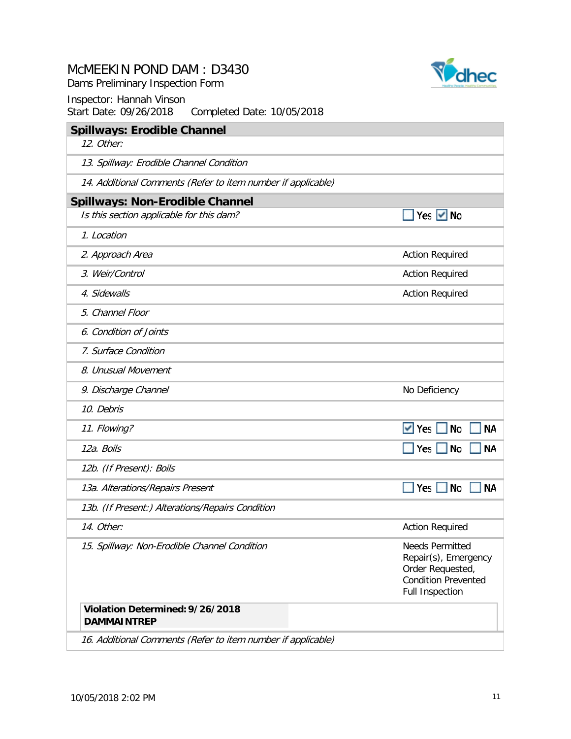# McMEEKIN POND DAM : D3430

Dams Preliminary Inspection Form

Inspector: Hannah Vinson
Start Date: 09/26/2018 Completed Date: 10/05/2018

## Spillways: Erodible Channel

| | |
|---|---|
| *12. Other:* | |
| *13. Spillway: Erodible Channel Condition* | |
| *14. Additional Comments (Refer to item number if applicable)* | |

## Spillways: Non-Erodible Channel

| | |
|---|---|
| *Is this section applicable for this dam?* | ☐ Yes ☑ No |
| *1. Location* | |
| *2. Approach Area* | Action Required |
| *3. Weir/Control* | Action Required |
| *4. Sidewalls* | Action Required |
| *5. Channel Floor* | |
| *6. Condition of Joints* | |
| *7. Surface Condition* | |
| *8. Unusual Movement* | |
| *9. Discharge Channel* | No Deficiency |
| *10. Debris* | |
| *11. Flowing?* | ☑ Yes ☐ No ☐ NA |
| *12a. Boils* | ☐ Yes ☐ No ☐ NA |
| *12b. (If Present): Boils* | |
| *13a. Alterations/Repairs Present* | ☐ Yes ☐ No ☐ NA |
| *13b. (If Present:) Alterations/Repairs Condition* | |
| *14. Other:* | Action Required |
| *15. Spillway: Non-Erodible Channel Condition* | Needs Permitted Repair(s), Emergency Order Requested, Condition Prevented Full Inspection |
| **Violation Determined: 9/26/2018 DAMMAINTREP** | |
| *16. Additional Comments (Refer to item number if applicable)* | |

10/05/2018 2:02 PM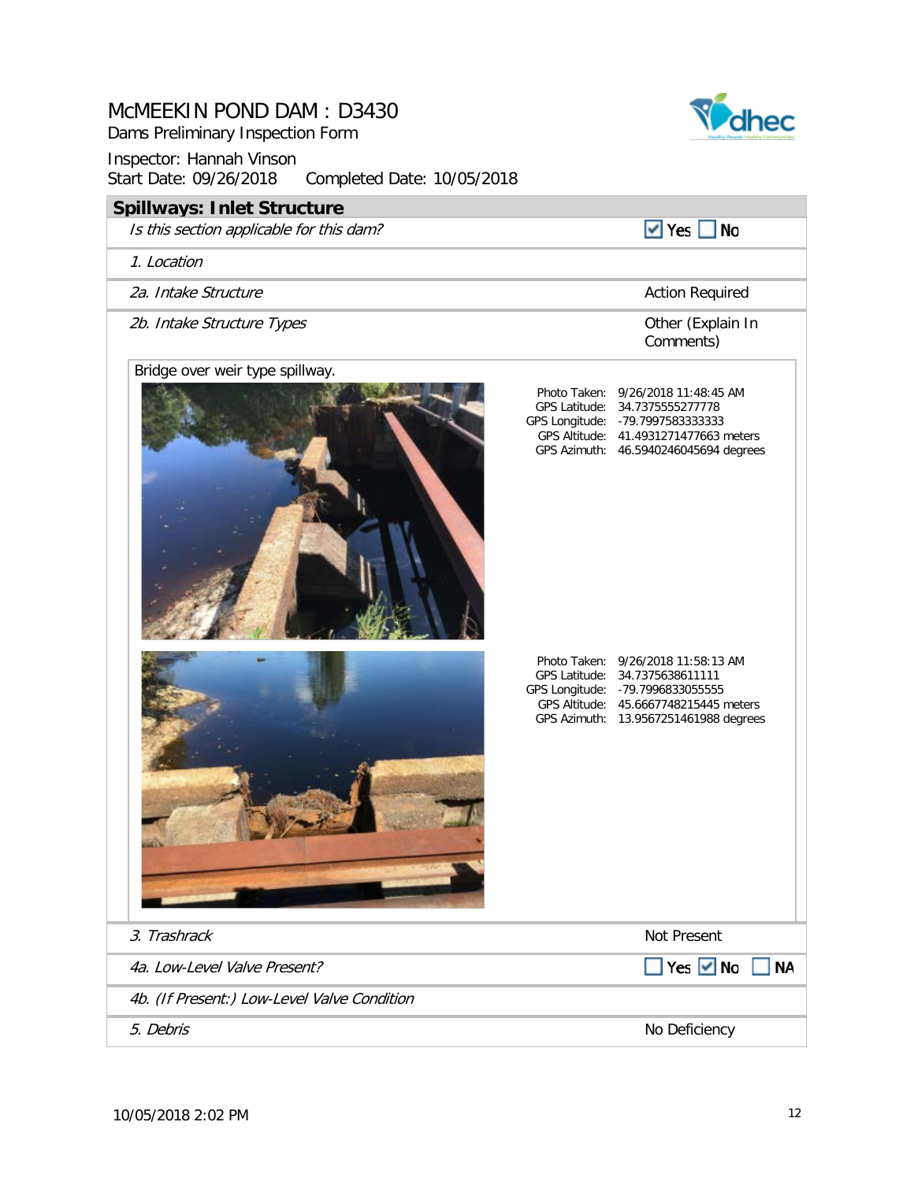# McMEEKIN POND DAM : D3430

Dams Preliminary Inspection Form

Inspector: Hannah Vinson

Start Date: 09/26/2018     Completed Date: 10/05/2018

## Spillways: Inlet Structure

| | |
|---|---|
| *Is this section applicable for this dam?* | ☑ Yes ☐ No |
| *1. Location* | |
| *2a. Intake Structure* | Action Required |
| *2b. Intake Structure Types* | Other (Explain In Comments) |

Bridge over weir type spillway.

Photo Taken: 9/26/2018 11:48:45 AM
GPS Latitude: 34.7375555277778
GPS Longitude: -79.7997583333333
GPS Altitude: 41.4931271477663 meters
GPS Azimuth: 46.5940246045694 degrees

Photo Taken: 9/26/2018 11:58:13 AM
GPS Latitude: 34.7375638611111
GPS Longitude: -79.7996833055555
GPS Altitude: 45.6667748215445 meters
GPS Azimuth: 13.9567251461988 degrees

| | |
|---|---|
| *3. Trashrack* | Not Present |
| *4a. Low-Level Valve Present?* | ☐ Yes ☑ No ☐ NA |
| *4b. (If Present:) Low-Level Valve Condition* | |
| *5. Debris* | No Deficiency |

10/05/2018 2:02 PM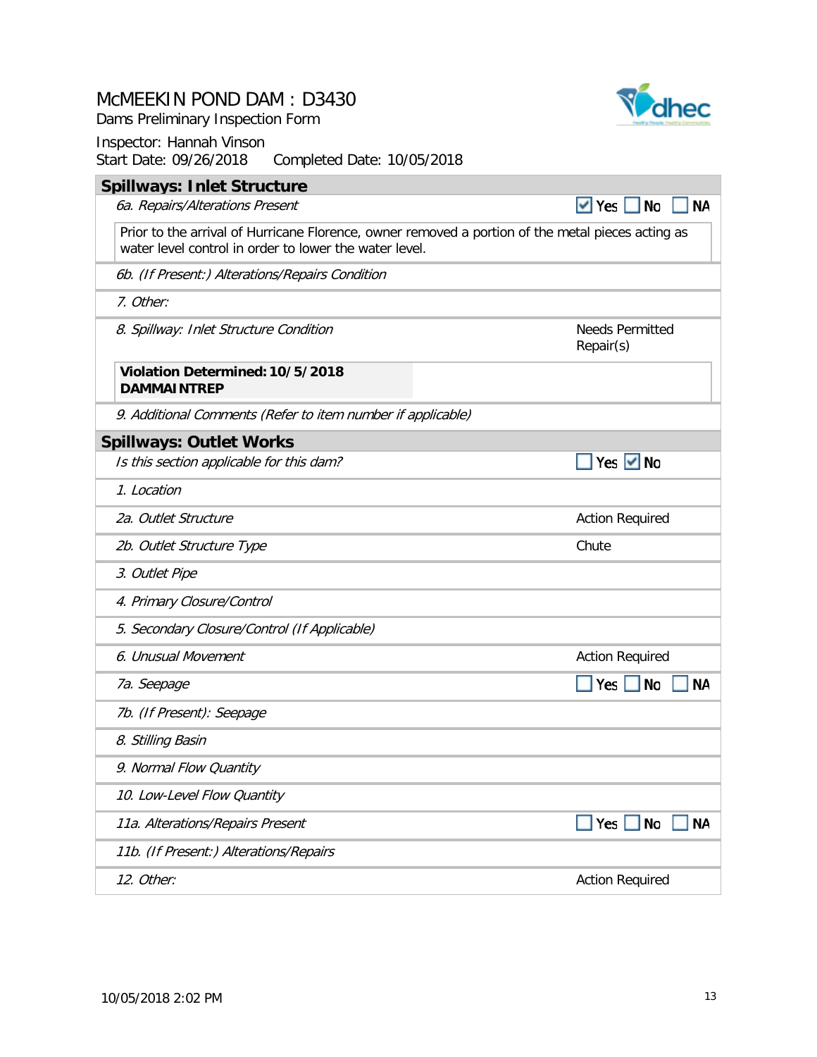# McMEEKIN POND DAM : D3430

Dams Preliminary Inspection Form

Inspector: Hannah Vinson

Start Date: 09/26/2018 Completed Date: 10/05/2018

## Spillways: Inlet Structure

| Item | Response |
|---|---|
| *6a. Repairs/Alterations Present* | ☑ Yes ☐ No ☐ NA |

Prior to the arrival of Hurricane Florence, owner removed a portion of the metal pieces acting as water level control in order to lower the water level.

| Item | Response |
|---|---|
| *6b. (If Present:) Alterations/Repairs Condition* | |
| *7. Other:* | |
| *8. Spillway: Inlet Structure Condition* | Needs Permitted Repair(s) |

**Violation Determined: 10/5/2018**
**DAMMAINTREP**

| Item | Response |
|---|---|
| *9. Additional Comments (Refer to item number if applicable)* | |

## Spillways: Outlet Works

| Item | Response |
|---|---|
| *Is this section applicable for this dam?* | ☐ Yes ☑ No |
| *1. Location* | |
| *2a. Outlet Structure* | Action Required |
| *2b. Outlet Structure Type* | Chute |
| *3. Outlet Pipe* | |
| *4. Primary Closure/Control* | |
| *5. Secondary Closure/Control (If Applicable)* | |
| *6. Unusual Movement* | Action Required |
| *7a. Seepage* | ☐ Yes ☐ No ☐ NA |
| *7b. (If Present): Seepage* | |
| *8. Stilling Basin* | |
| *9. Normal Flow Quantity* | |
| *10. Low-Level Flow Quantity* | |
| *11a. Alterations/Repairs Present* | ☐ Yes ☐ No ☐ NA |
| *11b. (If Present:) Alterations/Repairs* | |
| *12. Other:* | Action Required |

10/05/2018 2:02 PM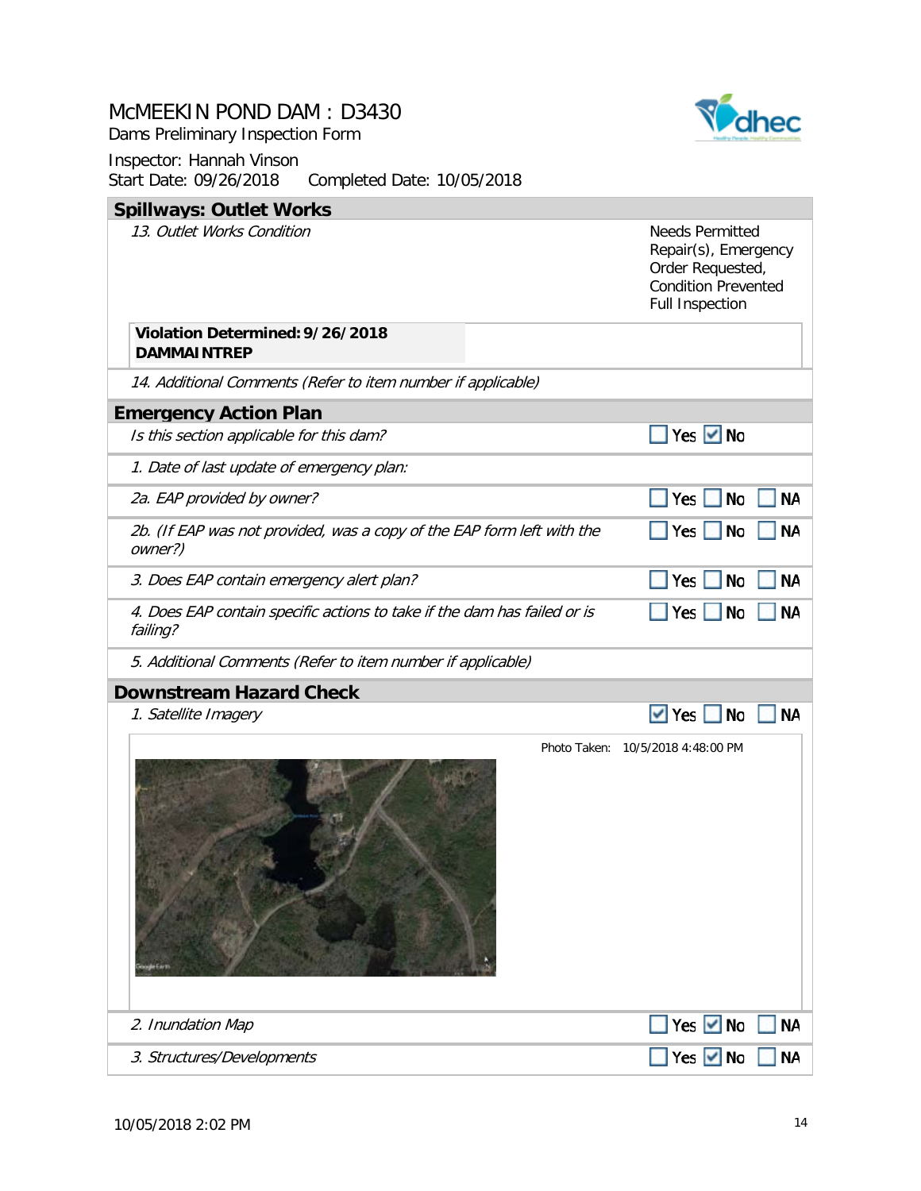# McMEEKIN POND DAM : D3430

Dams Preliminary Inspection Form

Inspector: Hannah Vinson

Start Date: 09/26/2018 Completed Date: 10/05/2018

## Spillways: Outlet Works

| | |
|---|---|
| *13. Outlet Works Condition* | Needs Permitted Repair(s), Emergency Order Requested, Condition Prevented Full Inspection |
| **Violation Determined: 9/26/2018** **DAMMAINTREP** | |
| *14. Additional Comments (Refer to item number if applicable)* | |

## Emergency Action Plan

| | |
|---|---|
| *Is this section applicable for this dam?* | ☐ Yes ☑ No |
| *1. Date of last update of emergency plan:* | |
| *2a. EAP provided by owner?* | ☐ Yes ☐ No ☐ NA |
| *2b. (If EAP was not provided, was a copy of the EAP form left with the owner?)* | ☐ Yes ☐ No ☐ NA |
| *3. Does EAP contain emergency alert plan?* | ☐ Yes ☐ No ☐ NA |
| *4. Does EAP contain specific actions to take if the dam has failed or is failing?* | ☐ Yes ☐ No ☐ NA |
| *5. Additional Comments (Refer to item number if applicable)* | |

## Downstream Hazard Check

| | |
|---|---|
| *1. Satellite Imagery* | ☑ Yes ☐ No ☐ NA |

Photo Taken: 10/5/2018 4:48:00 PM

| | |
|---|---|
| *2. Inundation Map* | ☐ Yes ☑ No ☐ NA |
| *3. Structures/Developments* | ☐ Yes ☑ No ☐ NA |

10/05/2018 2:02 PM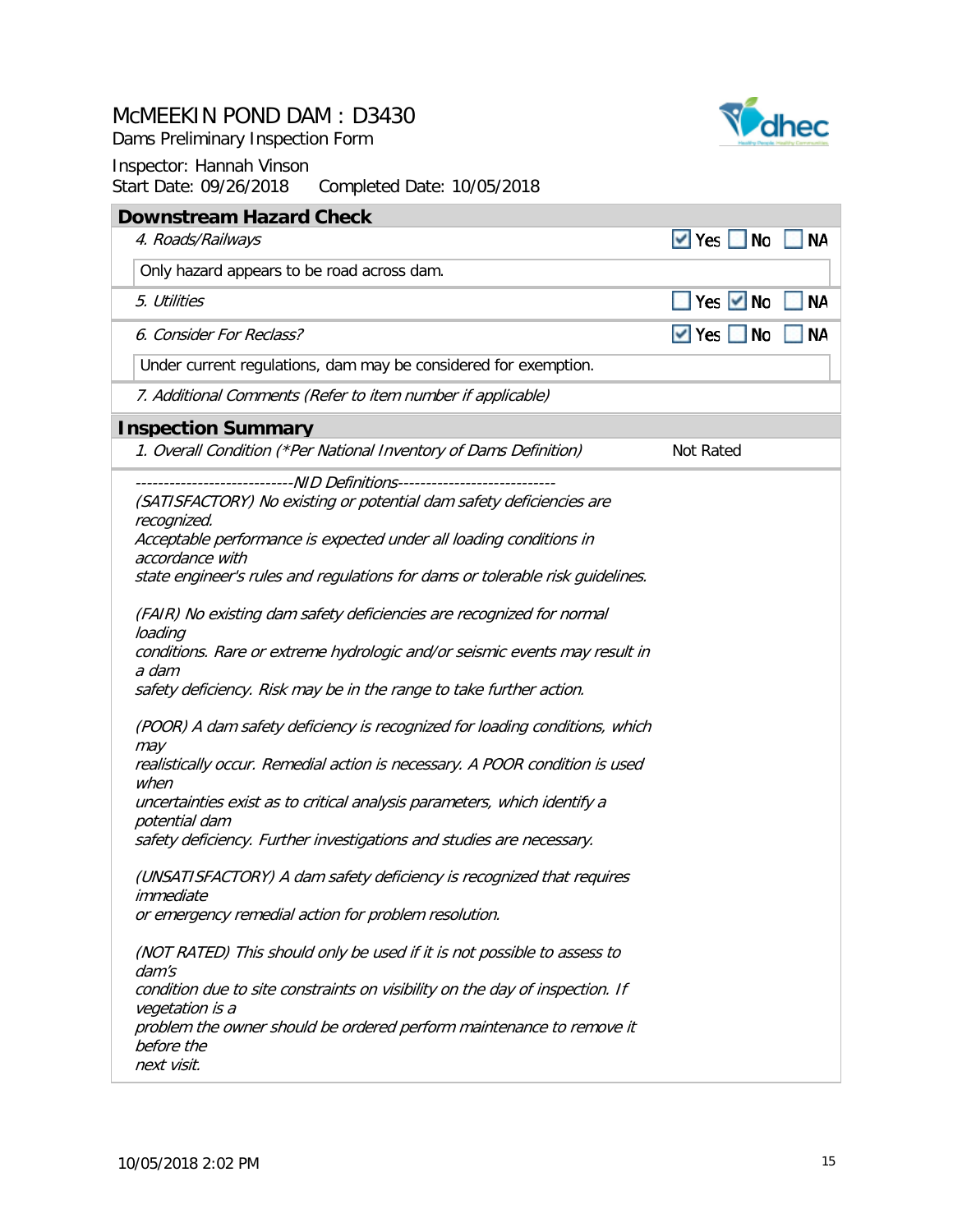# McMEEKIN POND DAM : D3430

Dams Preliminary Inspection Form

Inspector: Hannah Vinson

Start Date: 09/26/2018 Completed Date: 10/05/2018

## Downstream Hazard Check

| Item | Yes | No | NA |
|---|---|---|---|
| *4. Roads/Railways* | ☑ | ☐ | ☐ |
| Only hazard appears to be road across dam. | | | |
| *5. Utilities* | ☐ | ☑ | ☐ |
| *6. Consider For Reclass?* | ☑ | ☐ | ☐ |
| Under current regulations, dam may be considered for exemption. | | | |

*7. Additional Comments (Refer to item number if applicable)*

## Inspection Summary

*1. Overall Condition (\*Per National Inventory of Dams Definition)* Not Rated

*---------------------------NID Definitions---------------------------*

*(SATISFACTORY) No existing or potential dam safety deficiencies are recognized.*
*Acceptable performance is expected under all loading conditions in accordance with*
*state engineer's rules and regulations for dams or tolerable risk guidelines.*

*(FAIR) No existing dam safety deficiencies are recognized for normal loading*
*conditions. Rare or extreme hydrologic and/or seismic events may result in a dam*
*safety deficiency. Risk may be in the range to take further action.*

*(POOR) A dam safety deficiency is recognized for loading conditions, which may*
*realistically occur. Remedial action is necessary. A POOR condition is used when*
*uncertainties exist as to critical analysis parameters, which identify a potential dam*
*safety deficiency. Further investigations and studies are necessary.*

*(UNSATISFACTORY) A dam safety deficiency is recognized that requires immediate*
*or emergency remedial action for problem resolution.*

*(NOT RATED) This should only be used if it is not possible to assess to dam's*
*condition due to site constraints on visibility on the day of inspection. If vegetation is a*
*problem the owner should be ordered perform maintenance to remove it before the*
*next visit.*

10/05/2018 2:02 PM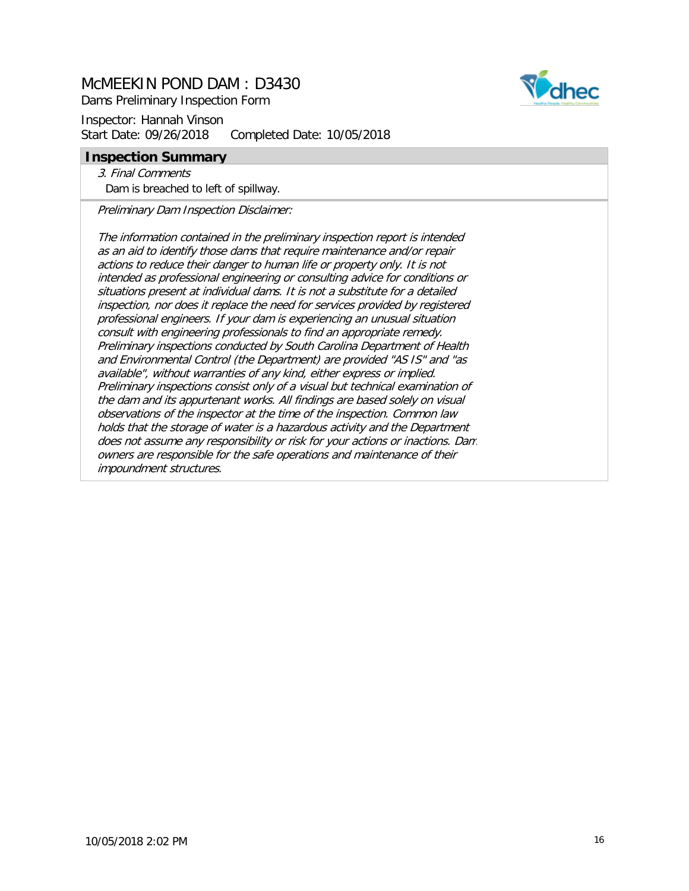# McMEEKIN POND DAM : D3430

Dams Preliminary Inspection Form

Inspector: Hannah Vinson

Start Date: 09/26/2018 Completed Date: 10/05/2018

## Inspection Summary

*3. Final Comments*

Dam is breached to left of spillway.

*Preliminary Dam Inspection Disclaimer:*

*The information contained in the preliminary inspection report is intended as an aid to identify those dams that require maintenance and/or repair actions to reduce their danger to human life or property only. It is not intended as professional engineering or consulting advice for conditions or situations present at individual dams. It is not a substitute for a detailed inspection, nor does it replace the need for services provided by registered professional engineers. If your dam is experiencing an unusual situation consult with engineering professionals to find an appropriate remedy. Preliminary inspections conducted by South Carolina Department of Health and Environmental Control (the Department) are provided "AS IS" and "as available", without warranties of any kind, either express or implied. Preliminary inspections consist only of a visual but technical examination of the dam and its appurtenant works. All findings are based solely on visual observations of the inspector at the time of the inspection. Common law holds that the storage of water is a hazardous activity and the Department does not assume any responsibility or risk for your actions or inactions. Dam owners are responsible for the safe operations and maintenance of their impoundment structures.*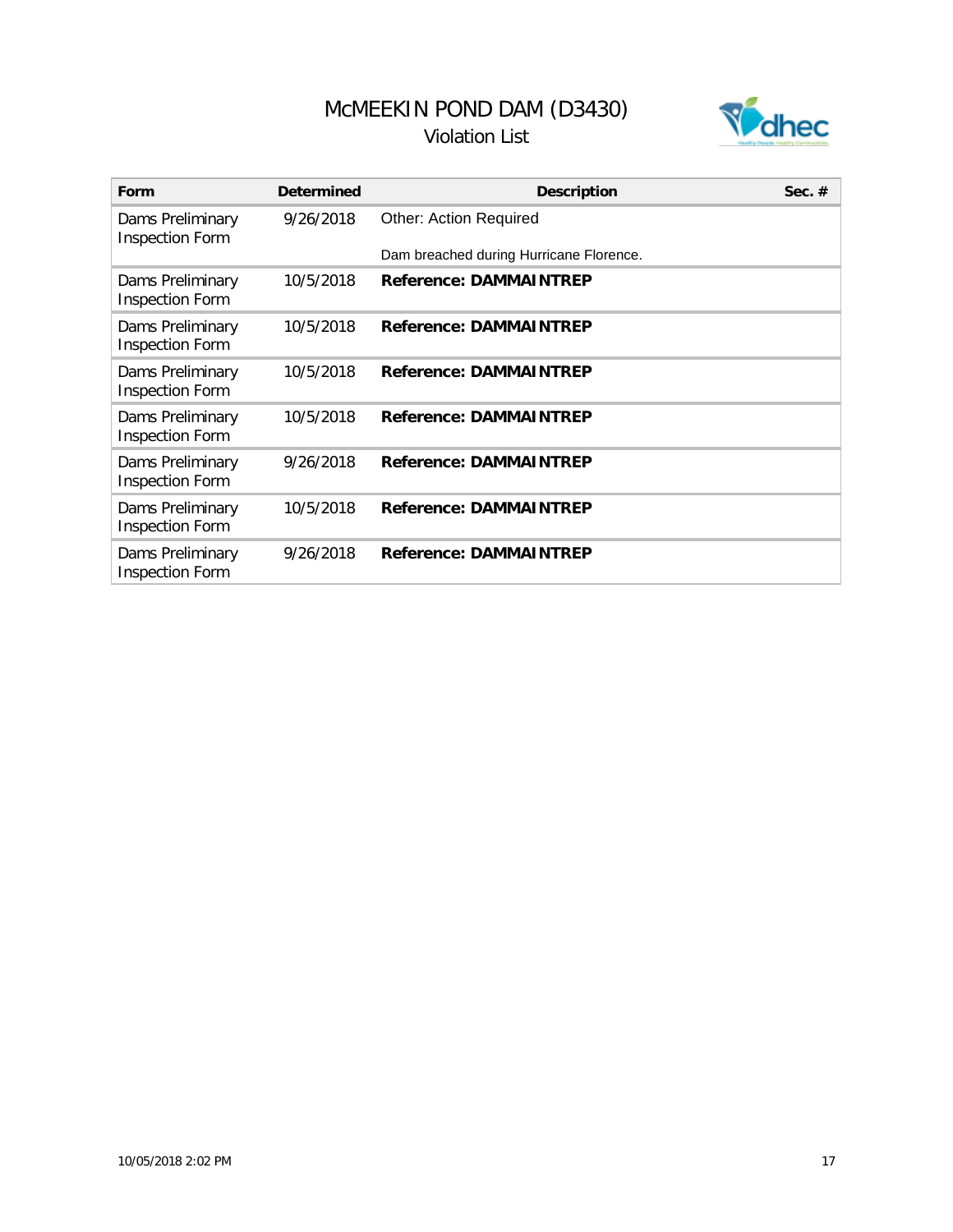# McMEEKIN POND DAM (D3430)

## Violation List

| Form | Determined | Description | Sec. # |
|---|---|---|---|
| Dams Preliminary Inspection Form | 9/26/2018 | Other: Action Required<br><br>Dam breached during Hurricane Florence. | |
| Dams Preliminary Inspection Form | 10/5/2018 | **Reference: DAMMAINTREP** | |
| Dams Preliminary Inspection Form | 10/5/2018 | **Reference: DAMMAINTREP** | |
| Dams Preliminary Inspection Form | 10/5/2018 | **Reference: DAMMAINTREP** | |
| Dams Preliminary Inspection Form | 10/5/2018 | **Reference: DAMMAINTREP** | |
| Dams Preliminary Inspection Form | 9/26/2018 | **Reference: DAMMAINTREP** | |
| Dams Preliminary Inspection Form | 10/5/2018 | **Reference: DAMMAINTREP** | |
| Dams Preliminary Inspection Form | 9/26/2018 | **Reference: DAMMAINTREP** | |